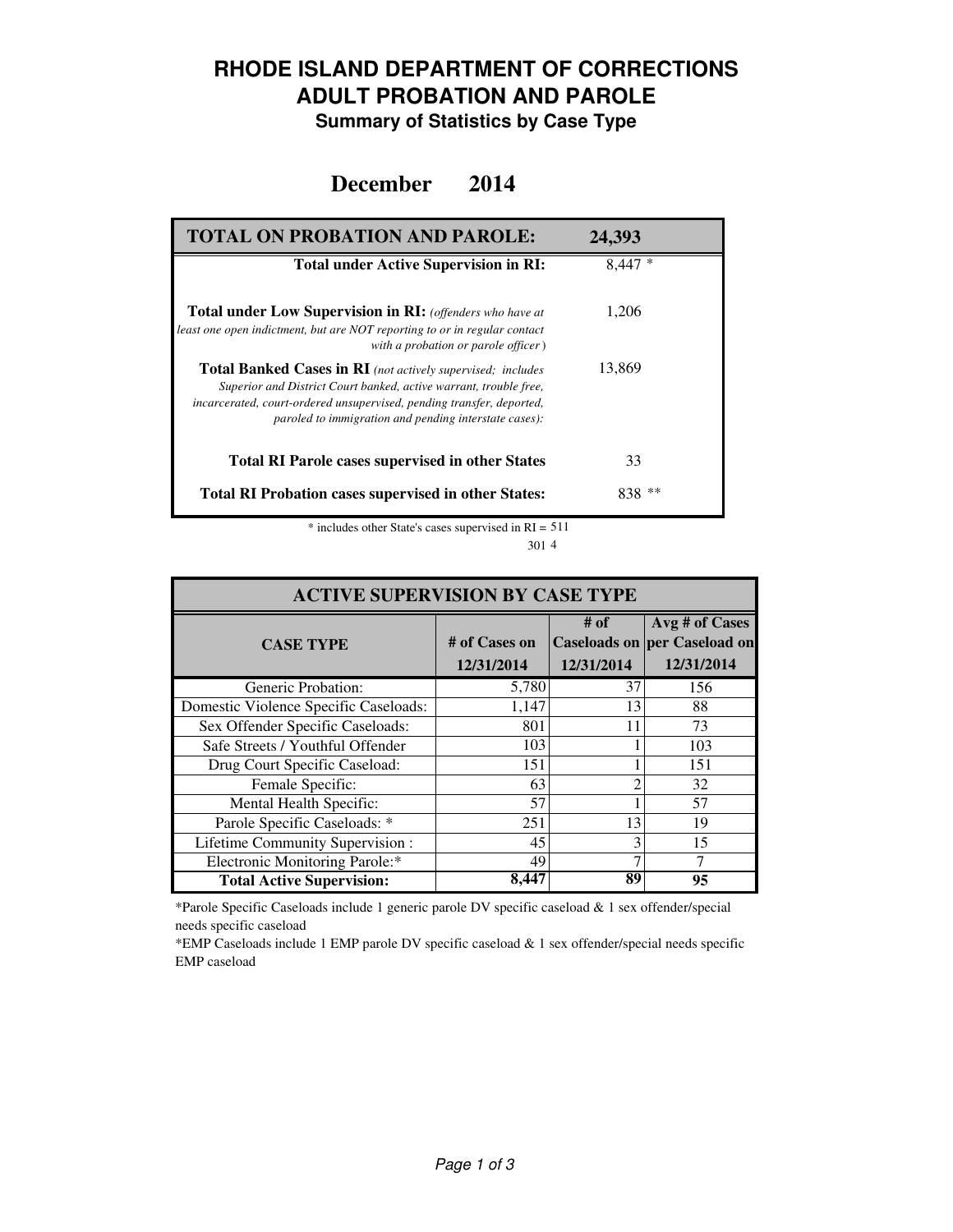# RHODE ISLAND DEPARTMENT OF CORRECTIONS
# ADULT PROBATION AND PAROLE
### Summary of Statistics by Case Type

## December 2014

| TOTAL ON PROBATION AND PAROLE: | 24,393 |
|---|---|
| **Total under Active Supervision in RI:** | 8,447 * |
| **Total under Low Supervision in RI:** *(offenders who have at least one open indictment, but are NOT reporting to or in regular contact with a probation or parole officer)* | 1,206 |
| **Total Banked Cases in RI** *(not actively supervised; includes Superior and District Court banked, active warrant, trouble free, incarcerated, court-ordered unsupervised, pending transfer, deported, paroled to immigration and pending interstate cases):* | 13,869 |
| **Total RI Parole cases supervised in other States** | 33 |
| **Total RI Probation cases supervised in other States:** | 838 ** |

\* includes other State's cases supervised in RI = 511

301 4

| ACTIVE SUPERVISION BY CASE TYPE | | | |
|---|---|---|---|
| **CASE TYPE** | **# of Cases on 12/31/2014** | **# of Caseloads on 12/31/2014** | **Avg # of Cases per Caseload on 12/31/2014** |
| Generic Probation: | 5,780 | 37 | 156 |
| Domestic Violence Specific Caseloads: | 1,147 | 13 | 88 |
| Sex Offender Specific Caseloads: | 801 | 11 | 73 |
| Safe Streets / Youthful Offender | 103 | 1 | 103 |
| Drug Court Specific Caseload: | 151 | 1 | 151 |
| Female Specific: | 63 | 2 | 32 |
| Mental Health Specific: | 57 | 1 | 57 |
| Parole Specific Caseloads: * | 251 | 13 | 19 |
| Lifetime Community Supervision : | 45 | 3 | 15 |
| Electronic Monitoring Parole:* | 49 | 7 | 7 |
| **Total Active Supervision:** | **8,447** | **89** | **95** |

*Parole Specific Caseloads include 1 generic parole DV specific caseload & 1 sex offender/special needs specific caseload

*EMP Caseloads include 1 EMP parole DV specific caseload & 1 sex offender/special needs specific EMP caseload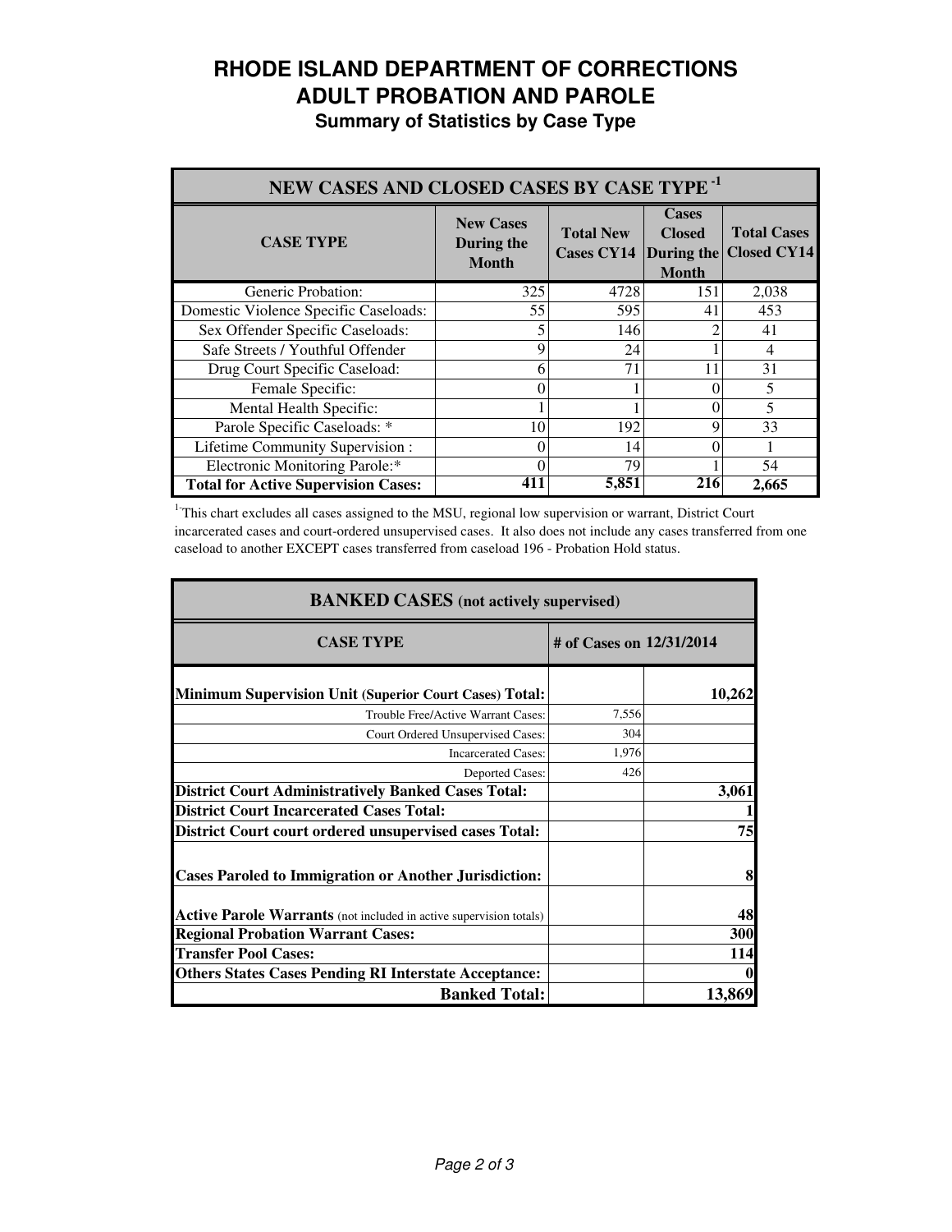# RHODE ISLAND DEPARTMENT OF CORRECTIONS
# ADULT PROBATION AND PAROLE
## Summary of Statistics by Case Type

| NEW CASES AND CLOSED CASES BY CASE TYPE [1] | | | | |
|---|---|---|---|---|
| **CASE TYPE** | **New Cases During the Month** | **Total New Cases CY14** | **Cases Closed During the Month** | **Total Cases Closed CY14** |
| Generic Probation: | 325 | 4728 | 151 | 2,038 |
| Domestic Violence Specific Caseloads: | 55 | 595 | 41 | 453 |
| Sex Offender Specific Caseloads: | 5 | 146 | 2 | 41 |
| Safe Streets / Youthful Offender | 9 | 24 | 1 | 4 |
| Drug Court Specific Caseload: | 6 | 71 | 11 | 31 |
| Female Specific: | 0 | 1 | 0 | 5 |
| Mental Health Specific: | 1 | 1 | 0 | 5 |
| Parole Specific Caseloads: * | 10 | 192 | 9 | 33 |
| Lifetime Community Supervision : | 0 | 14 | 0 | 1 |
| Electronic Monitoring Parole:* | 0 | 79 | 1 | 54 |
| **Total for Active Supervision Cases:** | **411** | **5,851** | **216** | **2,665** |

[1] This chart excludes all cases assigned to the MSU, regional low supervision or warrant, District Court incarcerated cases and court-ordered unsupervised cases. It also does not include any cases transferred from one caseload to another EXCEPT cases transferred from caseload 196 - Probation Hold status.

| BANKED CASES (not actively supervised) | | |
|---|---|---|
| **CASE TYPE** | **# of Cases on 12/31/2014** | |
| **Minimum Supervision Unit (Superior Court Cases) Total:** | | **10,262** |
| Trouble Free/Active Warrant Cases: | 7,556 | |
| Court Ordered Unsupervised Cases: | 304 | |
| Incarcerated Cases: | 1,976 | |
| Deported Cases: | 426 | |
| **District Court Administratively Banked Cases Total:** | | **3,061** |
| **District Court Incarcerated Cases Total:** | | **1** |
| **District Court court ordered unsupervised cases Total:** | | **75** |
| **Cases Paroled to Immigration or Another Jurisdiction:** | | **8** |
| **Active Parole Warrants** (not included in active supervision totals) | | **48** |
| **Regional Probation Warrant Cases:** | | **300** |
| **Transfer Pool Cases:** | | **114** |
| **Others States Cases Pending RI Interstate Acceptance:** | | **0** |
| **Banked Total:** | | **13,869** |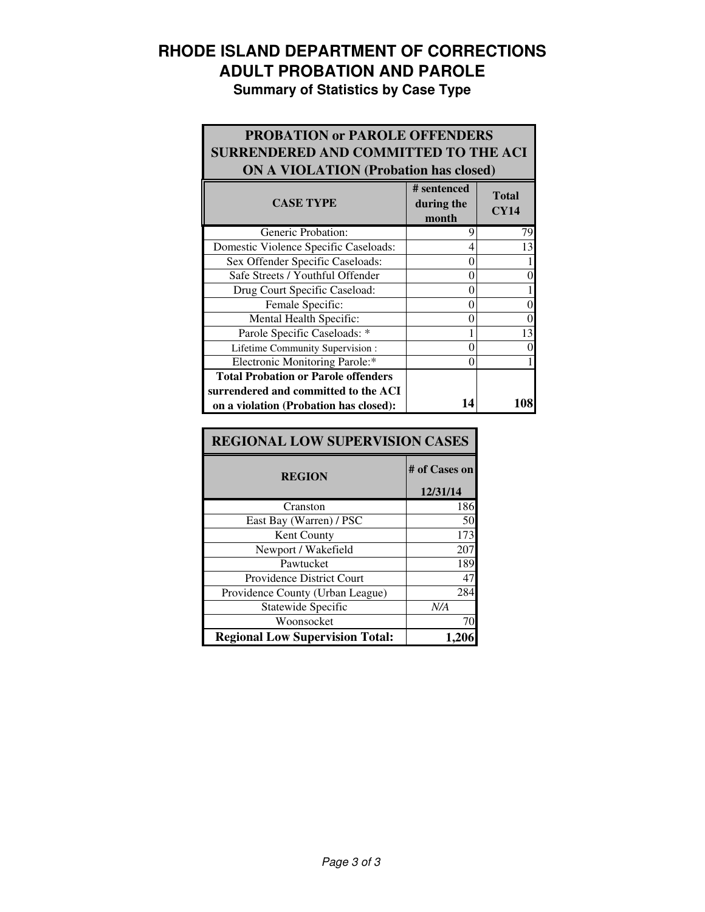# RHODE ISLAND DEPARTMENT OF CORRECTIONS
# ADULT PROBATION AND PAROLE
## Summary of Statistics by Case Type

| PROBATION or PAROLE OFFENDERS SURRENDERED AND COMMITTED TO THE ACI ON A VIOLATION (Probation has closed) | | |
|---|---|---|
| **CASE TYPE** | **# sentenced during the month** | **Total CY14** |
| Generic Probation: | 9 | 79 |
| Domestic Violence Specific Caseloads: | 4 | 13 |
| Sex Offender Specific Caseloads: | 0 | 1 |
| Safe Streets / Youthful Offender | 0 | 0 |
| Drug Court Specific Caseload: | 0 | 1 |
| Female Specific: | 0 | 0 |
| Mental Health Specific: | 0 | 0 |
| Parole Specific Caseloads: * | 1 | 13 |
| Lifetime Community Supervision : | 0 | 0 |
| Electronic Monitoring Parole:* | 0 | 1 |
| **Total Probation or Parole offenders surrendered and committed to the ACI on a violation (Probation has closed):** | **14** | **108** |

| REGIONAL LOW SUPERVISION CASES | |
|---|---|
| **REGION** | **# of Cases on 12/31/14** |
| Cranston | 186 |
| East Bay (Warren) / PSC | 50 |
| Kent County | 173 |
| Newport / Wakefield | 207 |
| Pawtucket | 189 |
| Providence District Court | 47 |
| Providence County (Urban League) | 284 |
| Statewide Specific | *N/A* |
| Woonsocket | 70 |
| **Regional Low Supervision Total:** | **1,206** |